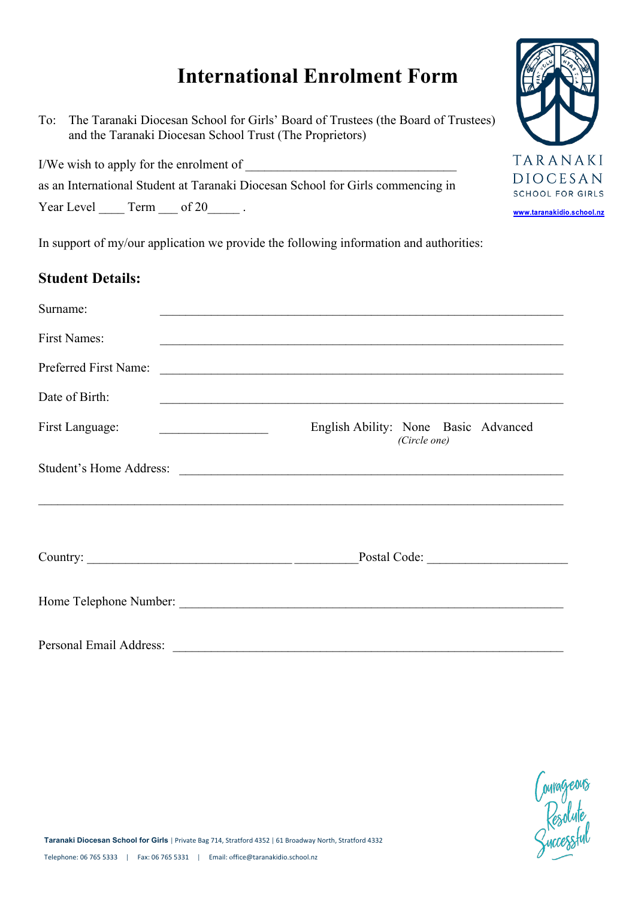# International Enrolment Form

To: The Taranaki Diocesan School for Girls' Board of Trustees (the Board of Trustees) and the Taranaki Diocesan School Trust (The Proprietors)

TARANAKI DIOCESAN SCHOOL FOR GIRLS

www.taranakidio.school.nz

I/We wish to apply for the enrolment of ________________________________

as an International Student at Taranaki Diocesan School for Girls commencing in

Year Level ____ Term ___ of 20_____ .

In support of my/our application we provide the following information and authorities:

## Student Details:

Surname: _______________________________________________________________

First Names: _______________________________________________________________

Preferred First Name: _______________________________________________________________

Date of Birth: _______________________________________________________________

First Language: _________________ English Ability: None Basic Advanced *(Circle one)*

Student's Home Address: _______________________________________________________________

_______________________________________________________________________________

Country: _______________________________ __________Postal Code: _____________________

Home Telephone Number: _______________________________________________________________

Personal Email Address: _______________________________________________________________

Courageous Resolute Successful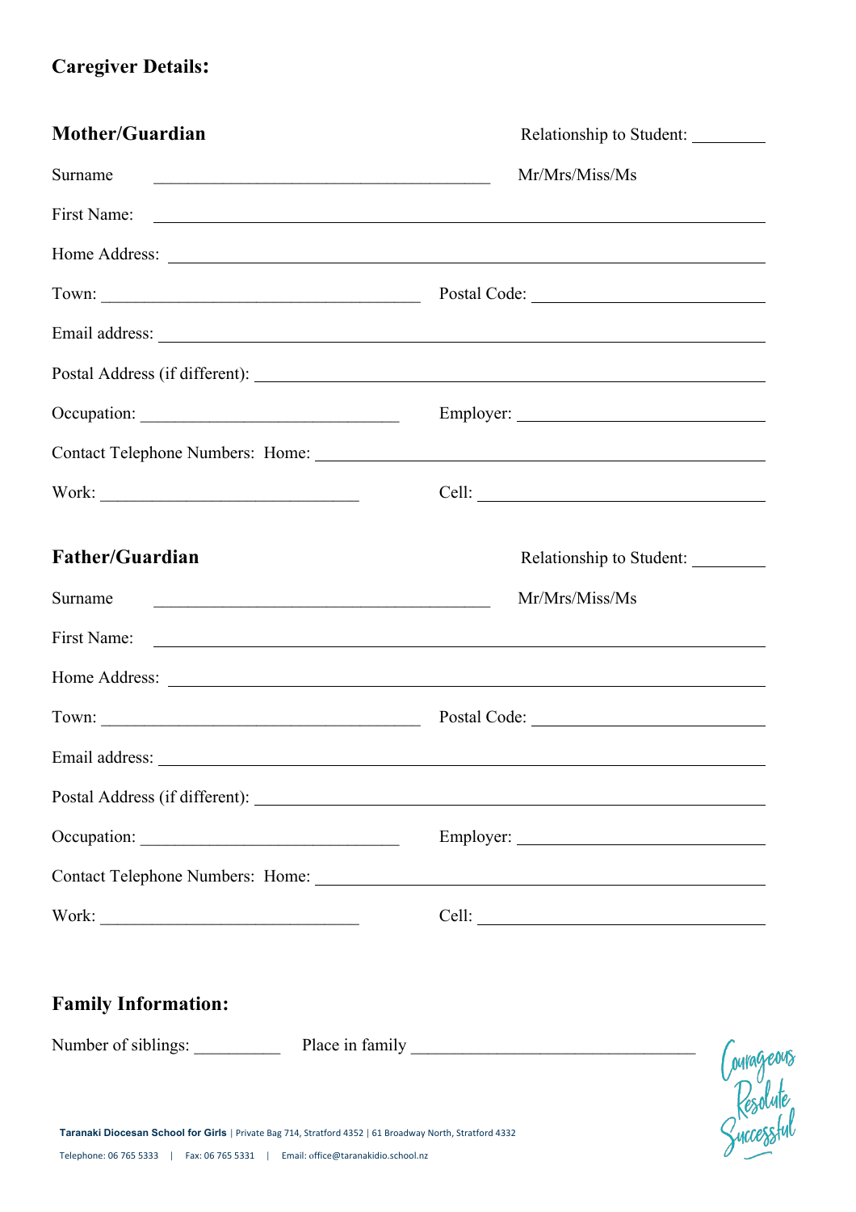## Caregiver Details:

### Mother/Guardian

Relationship to Student: ________

Surname ________________________________________ Mr/Mrs/Miss/Ms

First Name: ________________________________________

Home Address: ________________________________________

Town: ______________________________ Postal Code: ______________________

Email address: ________________________________________

Postal Address (if different): ________________________________________

Occupation: ______________________________ Employer: ______________________

Contact Telephone Numbers: Home: ________________________________________

Work: ______________________________ Cell: ______________________

### Father/Guardian

Relationship to Student: ________

Surname ________________________________________ Mr/Mrs/Miss/Ms

First Name: ________________________________________

Home Address: ________________________________________

Town: ______________________________ Postal Code: ______________________

Email address: ________________________________________

Postal Address (if different): ________________________________________

Occupation: ______________________________ Employer: ______________________

Contact Telephone Numbers: Home: ________________________________________

Work: ______________________________ Cell: ______________________

## Family Information:

Number of siblings: __________ Place in family ________________________________

Courageous Resolute Successful

**Taranaki Diocesan School for Girls** | Private Bag 714, Stratford 4352 | 61 Broadway North, Stratford 4332

Telephone: 06 765 5333 | Fax: 06 765 5331 | Email: office@taranakidio.school.nz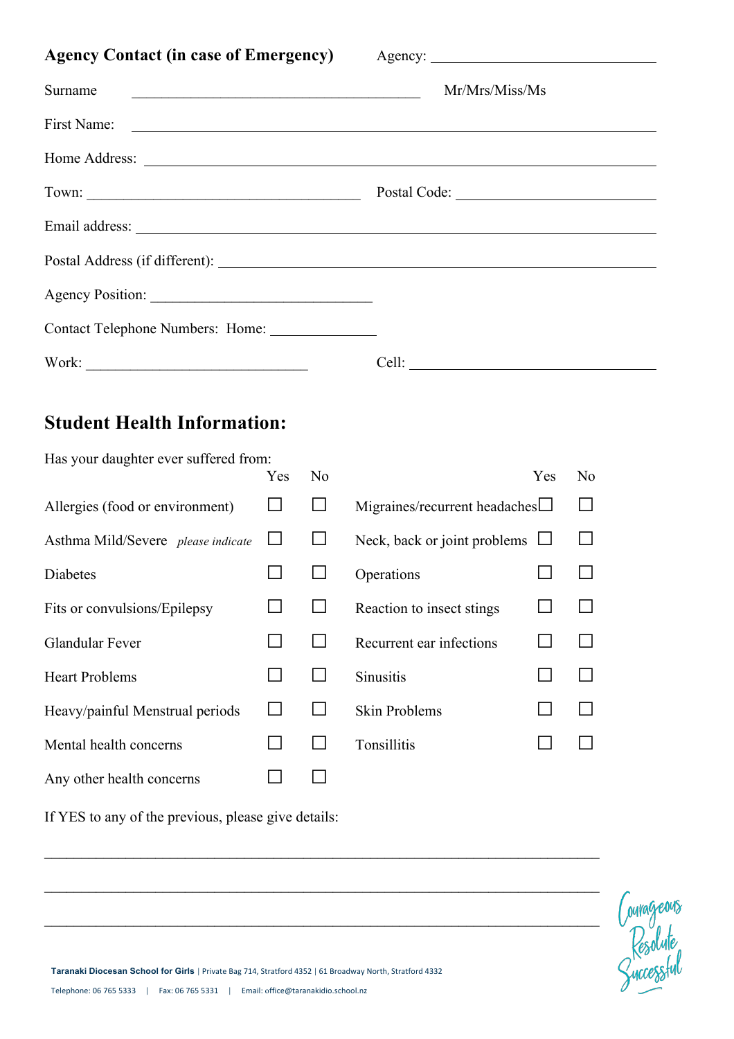**Agency Contact (in case of Emergency)** Agency: ______________________________

Surname ______________________________________ Mr/Mrs/Miss/Ms

First Name: ______________________________________________________________

Home Address: ____________________________________________________________

Town: ___________________________________ Postal Code: ____________________

Email address: ____________________________________________________________

Postal Address (if different): _______________________________________________

Agency Position: ______________________________

Contact Telephone Numbers: Home: ______________

Work: ______________________________ Cell: ______________________________

## Student Health Information:

Has your daughter ever suffered from:

| | Yes | No | | Yes | No |
|---|---|---|---|---|---|
| Allergies (food or environment) | ☐ | ☐ | Migraines/recurrent headaches | ☐ | ☐ |
| Asthma Mild/Severe *please indicate* | ☐ | ☐ | Neck, back or joint problems | ☐ | ☐ |
| Diabetes | ☐ | ☐ | Operations | ☐ | ☐ |
| Fits or convulsions/Epilepsy | ☐ | ☐ | Reaction to insect stings | ☐ | ☐ |
| Glandular Fever | ☐ | ☐ | Recurrent ear infections | ☐ | ☐ |
| Heart Problems | ☐ | ☐ | Sinusitis | ☐ | ☐ |
| Heavy/painful Menstrual periods | ☐ | ☐ | Skin Problems | ☐ | ☐ |
| Mental health concerns | ☐ | ☐ | Tonsillitis | ☐ | ☐ |
| Any other health concerns | ☐ | ☐ | | | |

If YES to any of the previous, please give details:

_____________________________________________________________________________

_____________________________________________________________________________

_____________________________________________________________________________

Courageous Resolute Successful

**Taranaki Diocesan School for Girls** | Private Bag 714, Stratford 4352 | 61 Broadway North, Stratford 4332

Telephone: 06 765 5333 | Fax: 06 765 5331 | Email: office@taranakidio.school.nz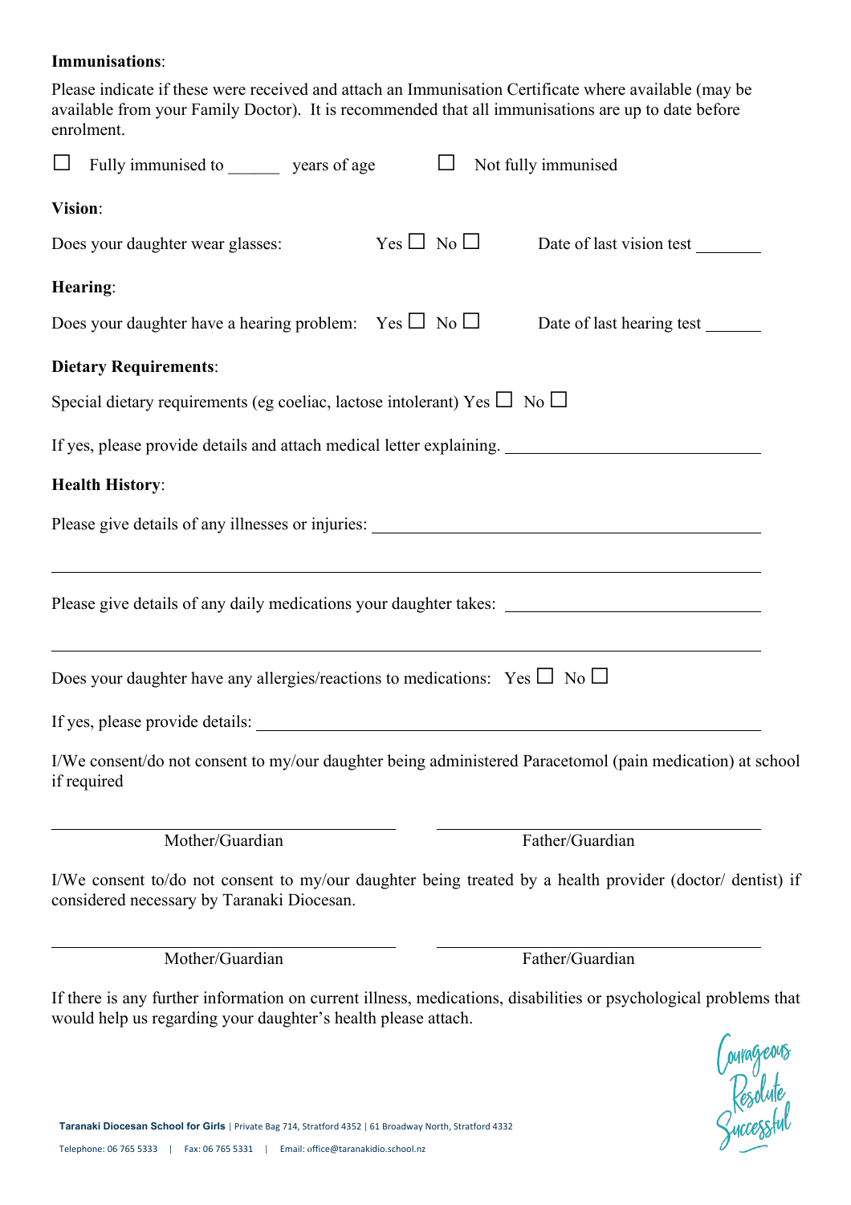**Immunisations**:

Please indicate if these were received and attach an Immunisation Certificate where available (may be available from your Family Doctor). It is recommended that all immunisations are up to date before enrolment.

☐ Fully immunised to ______ years of age ☐ Not fully immunised

**Vision**:

Does your daughter wear glasses: Yes ☐ No ☐ Date of last vision test ________

**Hearing**:

Does your daughter have a hearing problem: Yes ☐ No ☐ Date of last hearing test _______

**Dietary Requirements**:

Special dietary requirements (eg coeliac, lactose intolerant) Yes ☐ No ☐

If yes, please provide details and attach medical letter explaining. ______________________________

**Health History**:

Please give details of any illnesses or injuries: ______________________________________________

______________________________________________________________________________

Please give details of any daily medications your daughter takes: ______________________________

______________________________________________________________________________

Does your daughter have any allergies/reactions to medications: Yes ☐ No ☐

If yes, please provide details: ____________________________________________________________

I/We consent/do not consent to my/our daughter being administered Paracetomol (pain medication) at school if required

______________________________ ______________________________
Mother/Guardian Father/Guardian

I/We consent to/do not consent to my/our daughter being treated by a health provider (doctor/ dentist) if considered necessary by Taranaki Diocesan.

______________________________ ______________________________
Mother/Guardian Father/Guardian

If there is any further information on current illness, medications, disabilities or psychological problems that would help us regarding your daughter's health please attach.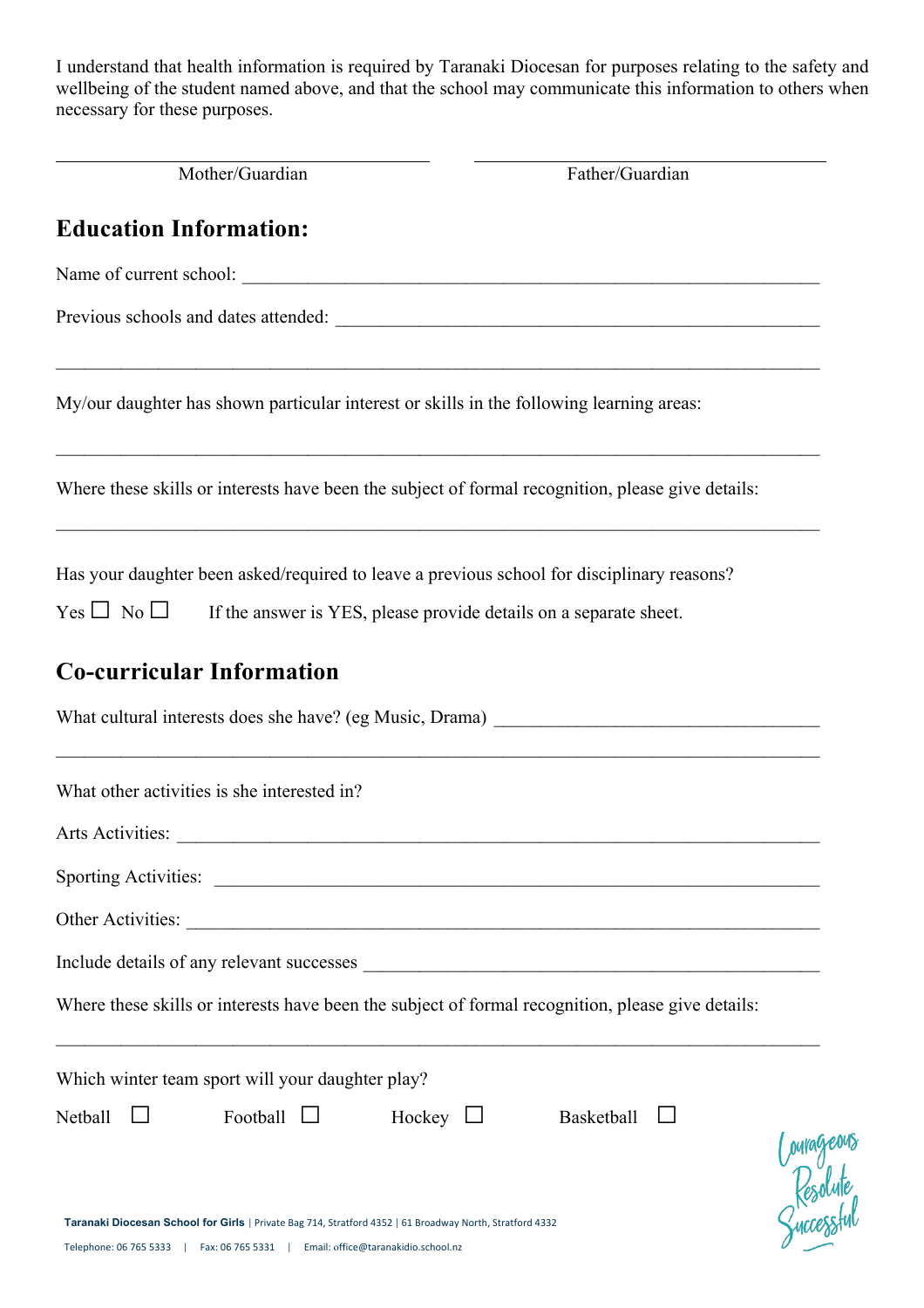I understand that health information is required by Taranaki Diocesan for purposes relating to the safety and wellbeing of the student named above, and that the school may communicate this information to others when necessary for these purposes.

| ______________________________ | ______________________________ |
|---|---|
| Mother/Guardian | Father/Guardian |

## Education Information:

Name of current school: ___________________________________________________________

Previous schools and dates attended: ______________________________________________

___________________________________________________________________________

My/our daughter has shown particular interest or skills in the following learning areas:

___________________________________________________________________________

Where these skills or interests have been the subject of formal recognition, please give details:

___________________________________________________________________________

Has your daughter been asked/required to leave a previous school for disciplinary reasons?

Yes ☐ No ☐ If the answer is YES, please provide details on a separate sheet.

## Co-curricular Information

What cultural interests does she have? (eg Music, Drama) ________________________________

___________________________________________________________________________

What other activities is she interested in?

Arts Activities: ______________________________________________________________

Sporting Activities: ___________________________________________________________

Other Activities: _____________________________________________________________

Include details of any relevant successes ____________________________________________

Where these skills or interests have been the subject of formal recognition, please give details:

___________________________________________________________________________

Which winter team sport will your daughter play?

Netball ☐ Football ☐ Hockey ☐ Basketball ☐

Courageous Resolute Successful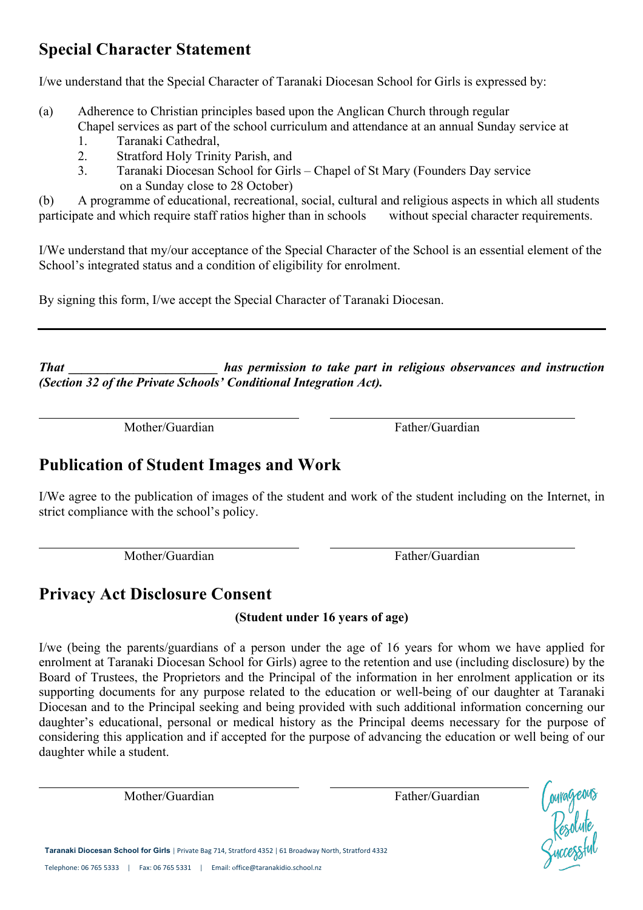## Special Character Statement

I/we understand that the Special Character of Taranaki Diocesan School for Girls is expressed by:

(a) Adherence to Christian principles based upon the Anglican Church through regular Chapel services as part of the school curriculum and attendance at an annual Sunday service at
   1. Taranaki Cathedral,
   2. Stratford Holy Trinity Parish, and
   3. Taranaki Diocesan School for Girls – Chapel of St Mary (Founders Day service on a Sunday close to 28 October)

(b) A programme of educational, recreational, social, cultural and religious aspects in which all students participate and which require staff ratios higher than in schools without special character requirements.

I/We understand that my/our acceptance of the Special Character of the School is an essential element of the School's integrated status and a condition of eligibility for enrolment.

By signing this form, I/we accept the Special Character of Taranaki Diocesan.

---

***That _______________________ has permission to take part in religious observances and instruction (Section 32 of the Private Schools' Conditional Integration Act).***

| ______________________________ | ______________________________ |
|---|---|
| Mother/Guardian | Father/Guardian |

## Publication of Student Images and Work

I/We agree to the publication of images of the student and work of the student including on the Internet, in strict compliance with the school's policy.

| ______________________________ | ______________________________ |
|---|---|
| Mother/Guardian | Father/Guardian |

## Privacy Act Disclosure Consent

**(Student under 16 years of age)**

I/we (being the parents/guardians of a person under the age of 16 years for whom we have applied for enrolment at Taranaki Diocesan School for Girls) agree to the retention and use (including disclosure) by the Board of Trustees, the Proprietors and the Principal of the information in her enrolment application or its supporting documents for any purpose related to the education or well-being of our daughter at Taranaki Diocesan and to the Principal seeking and being provided with such additional information concerning our daughter's educational, personal or medical history as the Principal deems necessary for the purpose of considering this application and if accepted for the purpose of advancing the education or well being of our daughter while a student.

| ______________________________ | ______________________________ |
|---|---|
| Mother/Guardian | Father/Guardian |

Courageous Resolute Successful

**Taranaki Diocesan School for Girls** | Private Bag 714, Stratford 4352 | 61 Broadway North, Stratford 4332

Telephone: 06 765 5333 | Fax: 06 765 5331 | Email: office@taranakidio.school.nz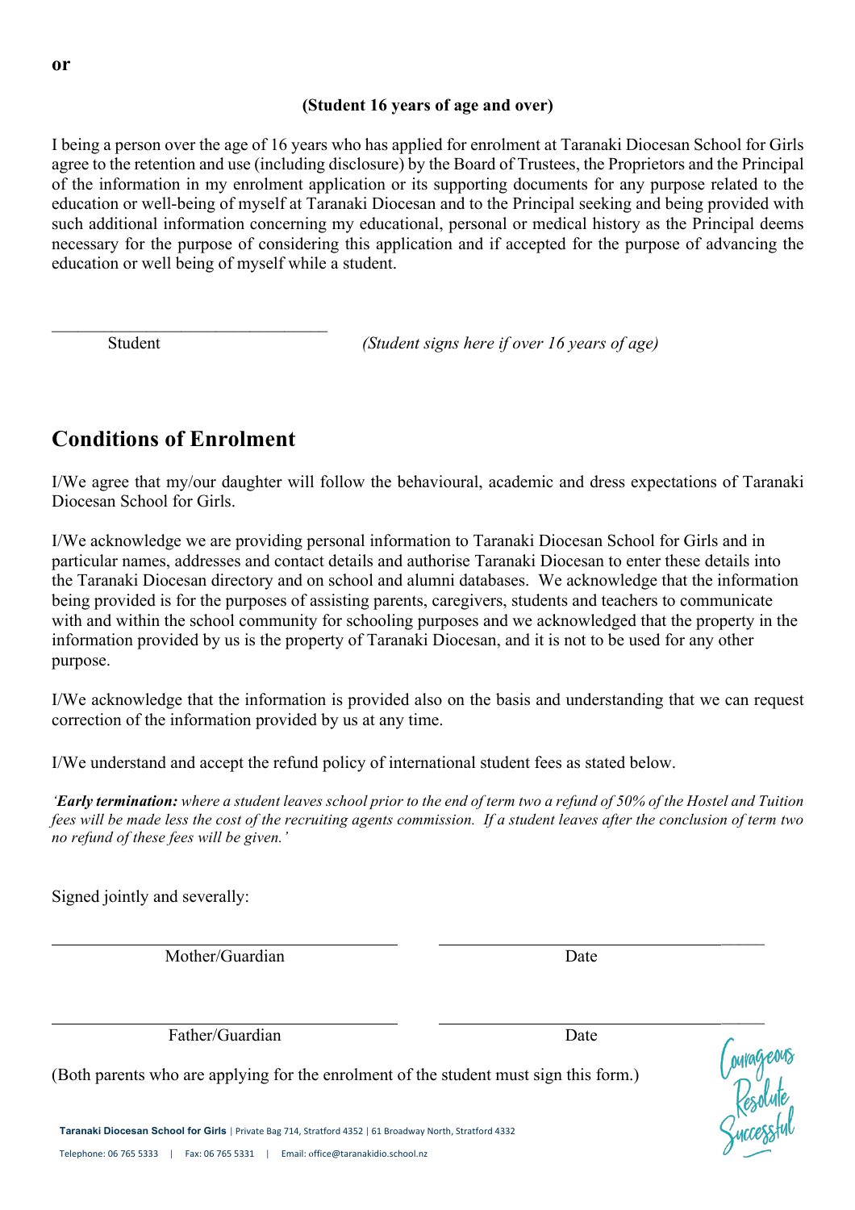**or**

**(Student 16 years of age and over)**

I being a person over the age of 16 years who has applied for enrolment at Taranaki Diocesan School for Girls agree to the retention and use (including disclosure) by the Board of Trustees, the Proprietors and the Principal of the information in my enrolment application or its supporting documents for any purpose related to the education or well-being of myself at Taranaki Diocesan and to the Principal seeking and being provided with such additional information concerning my educational, personal or medical history as the Principal deems necessary for the purpose of considering this application and if accepted for the purpose of advancing the education or well being of myself while a student.

\_\_\_\_\_\_\_\_\_\_\_\_\_\_\_\_\_\_\_\_\_\_\_\_\_\_\_\_\_\_\_\_

Student *(Student signs here if over 16 years of age)*

## Conditions of Enrolment

I/We agree that my/our daughter will follow the behavioural, academic and dress expectations of Taranaki Diocesan School for Girls.

I/We acknowledge we are providing personal information to Taranaki Diocesan School for Girls and in particular names, addresses and contact details and authorise Taranaki Diocesan to enter these details into the Taranaki Diocesan directory and on school and alumni databases. We acknowledge that the information being provided is for the purposes of assisting parents, caregivers, students and teachers to communicate with and within the school community for schooling purposes and we acknowledged that the property in the information provided by us is the property of Taranaki Diocesan, and it is not to be used for any other purpose.

I/We acknowledge that the information is provided also on the basis and understanding that we can request correction of the information provided by us at any time.

I/We understand and accept the refund policy of international student fees as stated below.

*'**Early termination:** where a student leaves school prior to the end of term two a refund of 50% of the Hostel and Tuition fees will be made less the cost of the recruiting agents commission. If a student leaves after the conclusion of term two no refund of these fees will be given.'*

Signed jointly and severally:

\_\_\_\_\_\_\_\_\_\_\_\_\_\_\_\_\_\_\_\_\_\_\_\_\_\_\_\_\_\_\_\_ \_\_\_\_\_\_\_\_\_\_\_\_\_\_\_\_\_\_\_\_\_\_\_\_\_\_\_\_\_\_\_\_

Mother/Guardian Date

\_\_\_\_\_\_\_\_\_\_\_\_\_\_\_\_\_\_\_\_\_\_\_\_\_\_\_\_\_\_\_\_ \_\_\_\_\_\_\_\_\_\_\_\_\_\_\_\_\_\_\_\_\_\_\_\_\_\_\_\_\_\_\_\_

Father/Guardian Date

(Both parents who are applying for the enrolment of the student must sign this form.)

Courageous Resolute Successful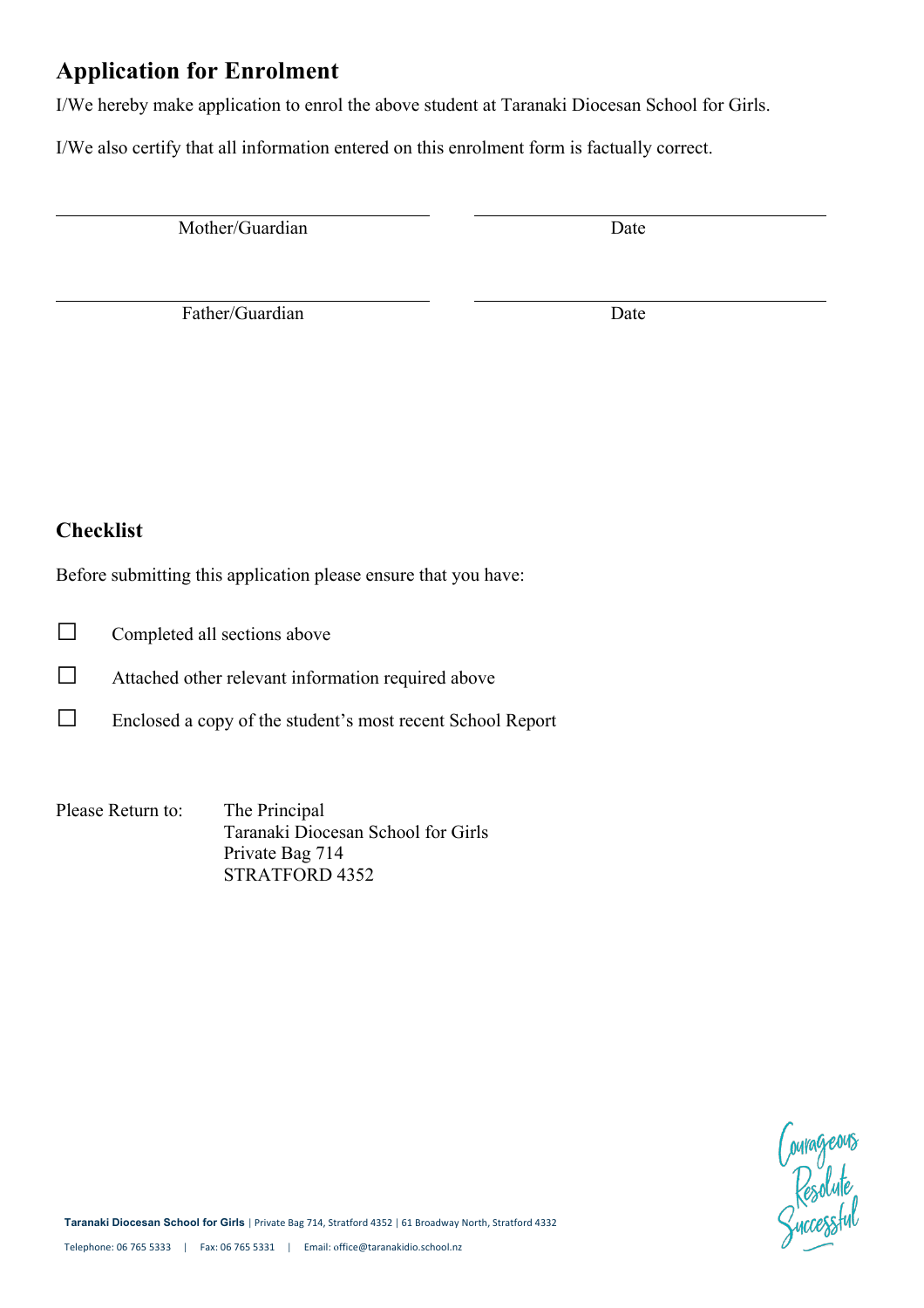## Application for Enrolment

I/We hereby make application to enrol the above student at Taranaki Diocesan School for Girls.

I/We also certify that all information entered on this enrolment form is factually correct.

| | |
|---|---|
| Mother/Guardian | Date |
| Father/Guardian | Date |

## Checklist

Before submitting this application please ensure that you have:

- ☐ Completed all sections above
- ☐ Attached other relevant information required above
- ☐ Enclosed a copy of the student's most recent School Report

Please Return to: The Principal
Taranaki Diocesan School for Girls
Private Bag 714
STRATFORD 4352

**Taranaki Diocesan School for Girls** | Private Bag 714, Stratford 4352 | 61 Broadway North, Stratford 4332

Telephone: 06 765 5333 | Fax: 06 765 5331 | Email: office@taranakidio.school.nz

Courageous Resolute Successful